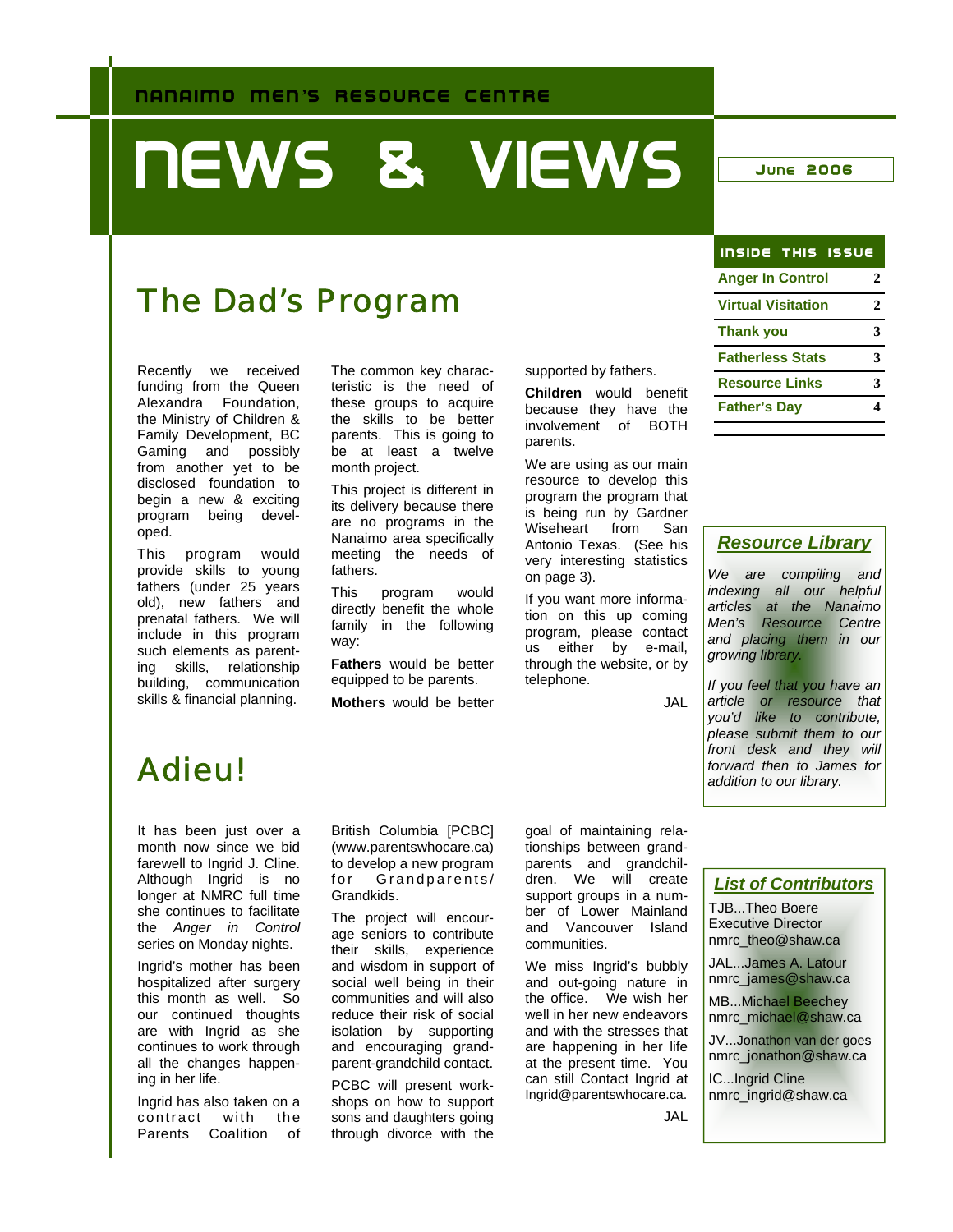NANAIMO MEN'S RESOURCE CENTRE

# NEWS & VIEWS

June 2006

## The Dad's Program

Recently we received funding from the Queen Alexandra Foundation, the Ministry of Children & Family Development, BC Gaming and possibly from another yet to be disclosed foundation to begin a new & exciting program being developed.

This program would provide skills to young fathers (under 25 years old), new fathers and prenatal fathers. We will include in this program such elements as parenting skills, relationship building, communication skills & financial planning.

The common key characteristic is the need of these groups to acquire the skills to be better parents. This is going to be at least a twelve month project.

This project is different in its delivery because there are no programs in the Nanaimo area specifically meeting the needs of fathers.

This program would directly benefit the whole family in the following way:

**Fathers** would be better equipped to be parents.

**Mothers** would be better supported by fathers.

**Children** would benefit because they have the involvement of BOTH parents.

We are using as our main resource to develop this program the program that is being run by Gardner Wiseheart from San Antonio Texas. (See his very interesting statistics on page 3).

If you want more information on this up coming program, please contact us either by e-mail, through the website, or by telephone.

JAL

## Adieu!

It has been just over a month now since we bid farewell to Ingrid J. Cline. Although Ingrid is no longer at NMRC full time she continues to facilitate the *Anger in Control* series on Monday nights.

Ingrid's mother has been hospitalized after surgery this month as well. So our continued thoughts are with Ingrid as she continues to work through all the changes happening in her life.

Ingrid has also taken on a contract with the Parents Coalition of British Columbia [PCBC] (www.parentswhocare.ca) to develop a new program for Grandparents/Grandkids.

The project will encourage seniors to contribute their skills, experience and wisdom in support of social well being in their communities and will also reduce their risk of social isolation by supporting and encouraging grandparent-grandchild contact.

PCBC will present workshops on how to support sons and daughters going through divorce with the goal of maintaining relationships between grandparents and grandchildren. We will create support groups in a number of Lower Mainland and Vancouver Island communities.

We miss Ingrid's bubbly and out-going nature in the office. We wish her well in her new endeavors and with the stresses that are happening in her life at the present time. You can still Contact Ingrid at Ingrid@parentswhocare.ca.

JAL

### INSIDE THIS ISSUE

| | |
|---|---|
| Anger In Control | 2 |
| Virtual Visitation | 2 |
| Thank you | 3 |
| Fatherless Stats | 3 |
| Resource Links | 3 |
| Father's Day | 4 |

### Resource Library

*We are compiling and indexing all our helpful articles at the Nanaimo Men's Resource Centre and placing them in our growing library.*

*If you feel that you have an article or resource that you'd like to contribute, please submit them to our front desk and they will forward then to James for addition to our library.*

### List of Contributors

TJB...Theo Boere
Executive Director
nmrc_theo@shaw.ca

JAL...James A. Latour
nmrc_james@shaw.ca

MB...Michael Beechey
nmrc_michael@shaw.ca

JV...Jonathon van der goes
nmrc_jonathon@shaw.ca

IC...Ingrid Cline
nmrc_ingrid@shaw.ca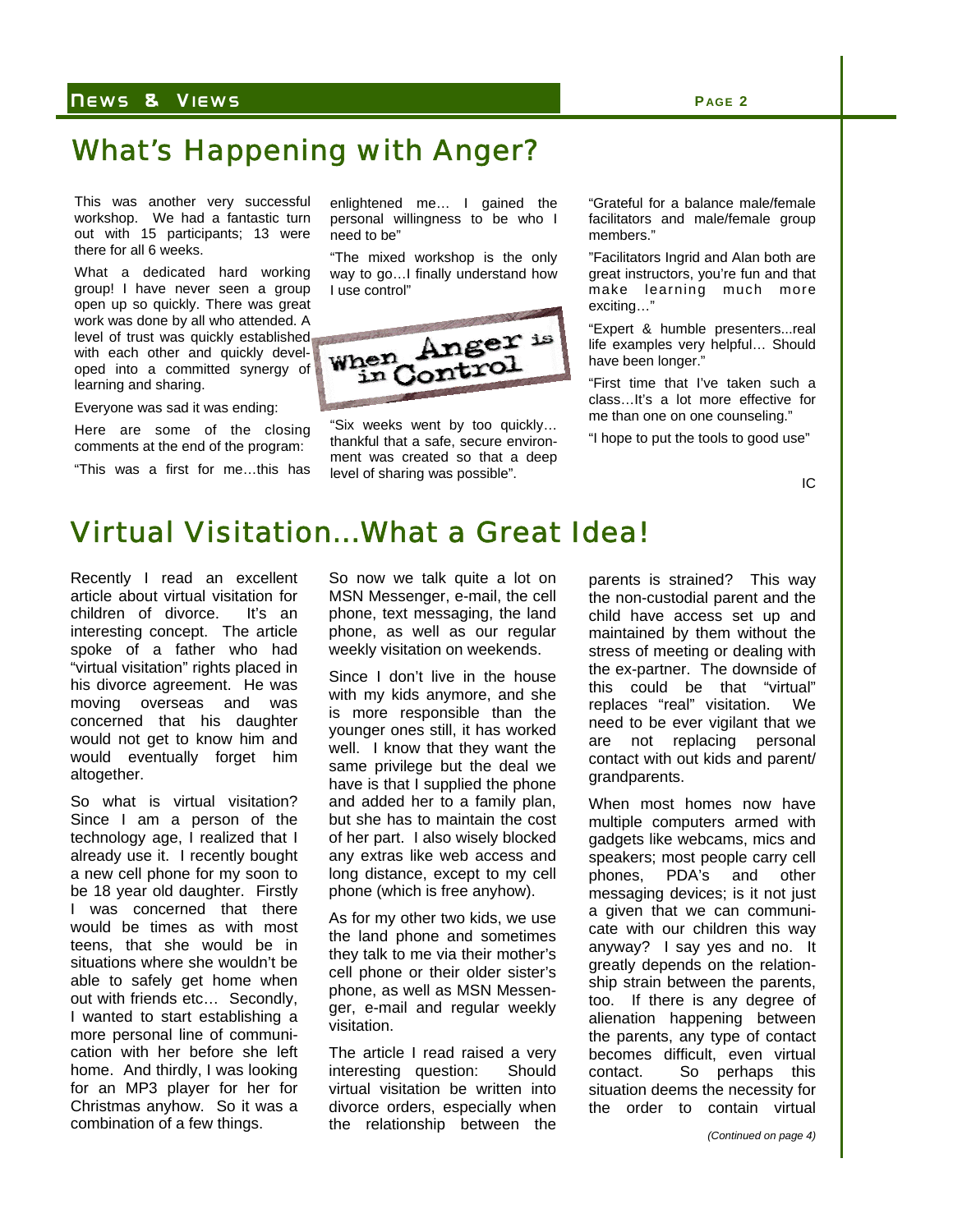# What's Happening with Anger?

This was another very successful workshop. We had a fantastic turn out with 15 participants; 13 were there for all 6 weeks.

What a dedicated hard working group! I have never seen a group open up so quickly. There was great work was done by all who attended. A level of trust was quickly established with each other and quickly developed into a committed synergy of learning and sharing.

Everyone was sad it was ending:

Here are some of the closing comments at the end of the program:

"This was a first for me…this has enlightened me… I gained the personal willingness to be who I need to be"

"The mixed workshop is the only way to go…I finally understand how I use control"

When Anger is in Control

"Six weeks went by too quickly… thankful that a safe, secure environment was created so that a deep level of sharing was possible".

"Grateful for a balance male/female facilitators and male/female group members."

"Facilitators Ingrid and Alan both are great instructors, you're fun and that make learning much more exciting…"

"Expert & humble presenters...real life examples very helpful… Should have been longer."

"First time that I've taken such a class…It's a lot more effective for me than one on one counseling."

"I hope to put the tools to good use"

IC

# Virtual Visitation…What a Great Idea!

Recently I read an excellent article about virtual visitation for children of divorce. It's an interesting concept. The article spoke of a father who had "virtual visitation" rights placed in his divorce agreement. He was moving overseas and was concerned that his daughter would not get to know him and would eventually forget him altogether.

So what is virtual visitation? Since I am a person of the technology age, I realized that I already use it. I recently bought a new cell phone for my soon to be 18 year old daughter. Firstly I was concerned that there would be times as with most teens, that she would be in situations where she wouldn't be able to safely get home when out with friends etc… Secondly, I wanted to start establishing a more personal line of communication with her before she left home. And thirdly, I was looking for an MP3 player for her for Christmas anyhow. So it was a combination of a few things.

So now we talk quite a lot on MSN Messenger, e-mail, the cell phone, text messaging, the land phone, as well as our regular weekly visitation on weekends.

Since I don't live in the house with my kids anymore, and she is more responsible than the younger ones still, it has worked well. I know that they want the same privilege but the deal we have is that I supplied the phone and added her to a family plan, but she has to maintain the cost of her part. I also wisely blocked any extras like web access and long distance, except to my cell phone (which is free anyhow).

As for my other two kids, we use the land phone and sometimes they talk to me via their mother's cell phone or their older sister's phone, as well as MSN Messenger, e-mail and regular weekly visitation.

The article I read raised a very interesting question: Should virtual visitation be written into divorce orders, especially when the relationship between the parents is strained? This way the non-custodial parent and the child have access set up and maintained by them without the stress of meeting or dealing with the ex-partner. The downside of this could be that "virtual" replaces "real" visitation. We need to be ever vigilant that we are not replacing personal contact with out kids and parent/ grandparents.

When most homes now have multiple computers armed with gadgets like webcams, mics and speakers; most people carry cell phones, PDA's and other messaging devices; is it not just a given that we can communicate with our children this way anyway? I say yes and no. It greatly depends on the relationship strain between the parents, too. If there is any degree of alienation happening between the parents, any type of contact becomes difficult, even virtual contact. So perhaps this situation deems the necessity for the order to contain virtual

*(Continued on page 4)*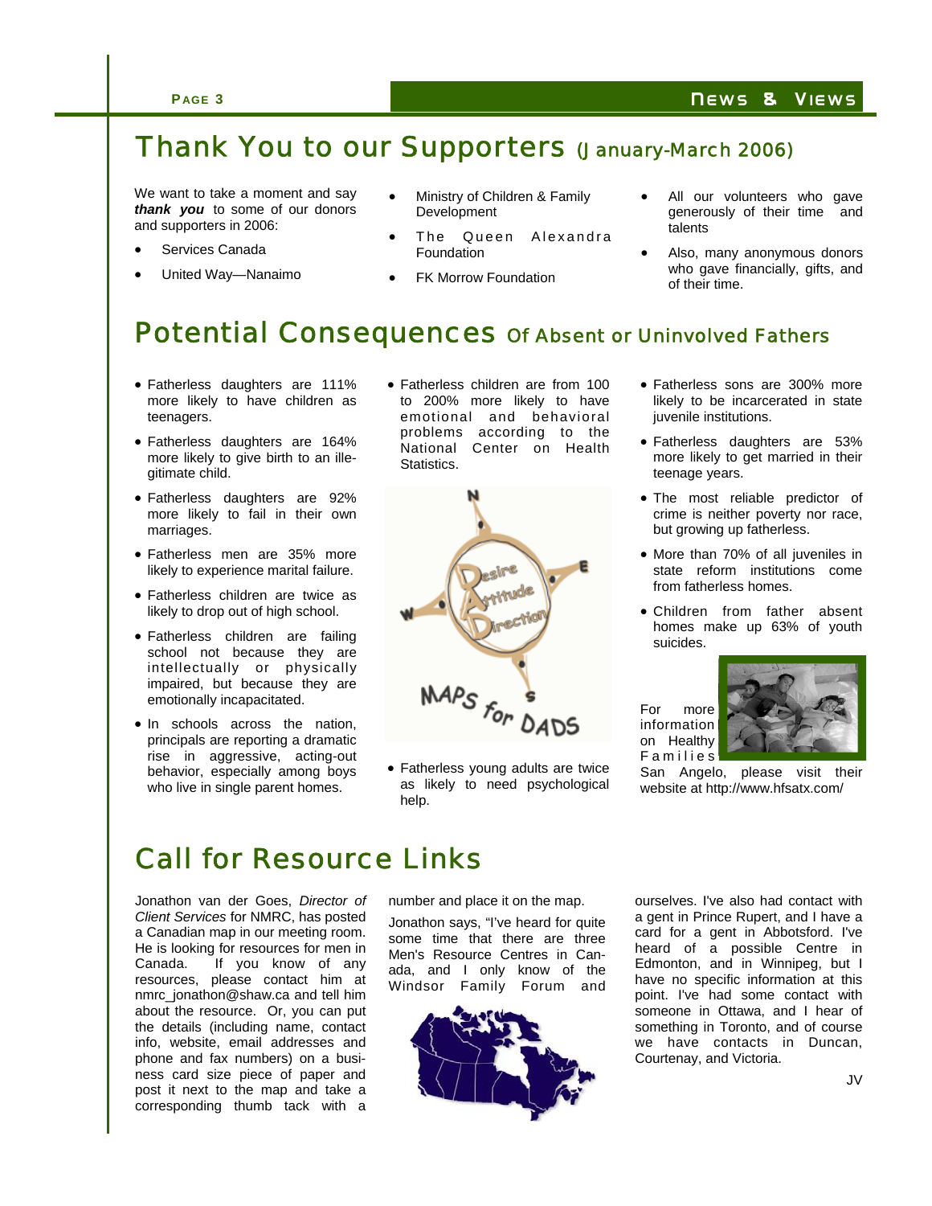# Thank You to our Supporters (January-March 2006)

We want to take a moment and say ***thank you*** to some of our donors and supporters in 2006:

- Services Canada
- United Way—Nanaimo
- Ministry of Children & Family Development
- The Queen Alexandra Foundation
- FK Morrow Foundation
- All our volunteers who gave generously of their time and talents
- Also, many anonymous donors who gave financially, gifts, and of their time.

# Potential Consequences Of Absent or Uninvolved Fathers

- Fatherless daughters are 111% more likely to have children as teenagers.
- Fatherless daughters are 164% more likely to give birth to an illegitimate child.
- Fatherless daughters are 92% more likely to fail in their own marriages.
- Fatherless men are 35% more likely to experience marital failure.
- Fatherless children are twice as likely to drop out of high school.
- Fatherless children are failing school not because they are intellectually or physically impaired, but because they are emotionally incapacitated.
- In schools across the nation, principals are reporting a dramatic rise in aggressive, acting-out behavior, especially among boys who live in single parent homes.
- Fatherless children are from 100 to 200% more likely to have emotional and behavioral problems according to the National Center on Health Statistics.
- Fatherless young adults are twice as likely to need psychological help.
- Fatherless sons are 300% more likely to be incarcerated in state juvenile institutions.
- Fatherless daughters are 53% more likely to get married in their teenage years.
- The most reliable predictor of crime is neither poverty nor race, but growing up fatherless.
- More than 70% of all juveniles in state reform institutions come from fatherless homes.
- Children from father absent homes make up 63% of youth suicides.

For more information on Healthy Families San Angelo, please visit their website at http://www.hfsatx.com/

# Call for Resource Links

Jonathon van der Goes, *Director of Client Services* for NMRC, has posted a Canadian map in our meeting room. He is looking for resources for men in Canada. If you know of any resources, please contact him at nmrc_jonathon@shaw.ca and tell him about the resource. Or, you can put the details (including name, contact info, website, email addresses and phone and fax numbers) on a business card size piece of paper and post it next to the map and take a corresponding thumb tack with a number and place it on the map.

Jonathon says, "I've heard for quite some time that there are three Men's Resource Centres in Canada, and I only know of the Windsor Family Forum and ourselves. I've also had contact with a gent in Prince Rupert, and I have a card for a gent in Abbotsford. I've heard of a possible Centre in Edmonton, and in Winnipeg, but I have no specific information at this point. I've had some contact with someone in Ottawa, and I hear of something in Toronto, and of course we have contacts in Duncan, Courtenay, and Victoria.

JV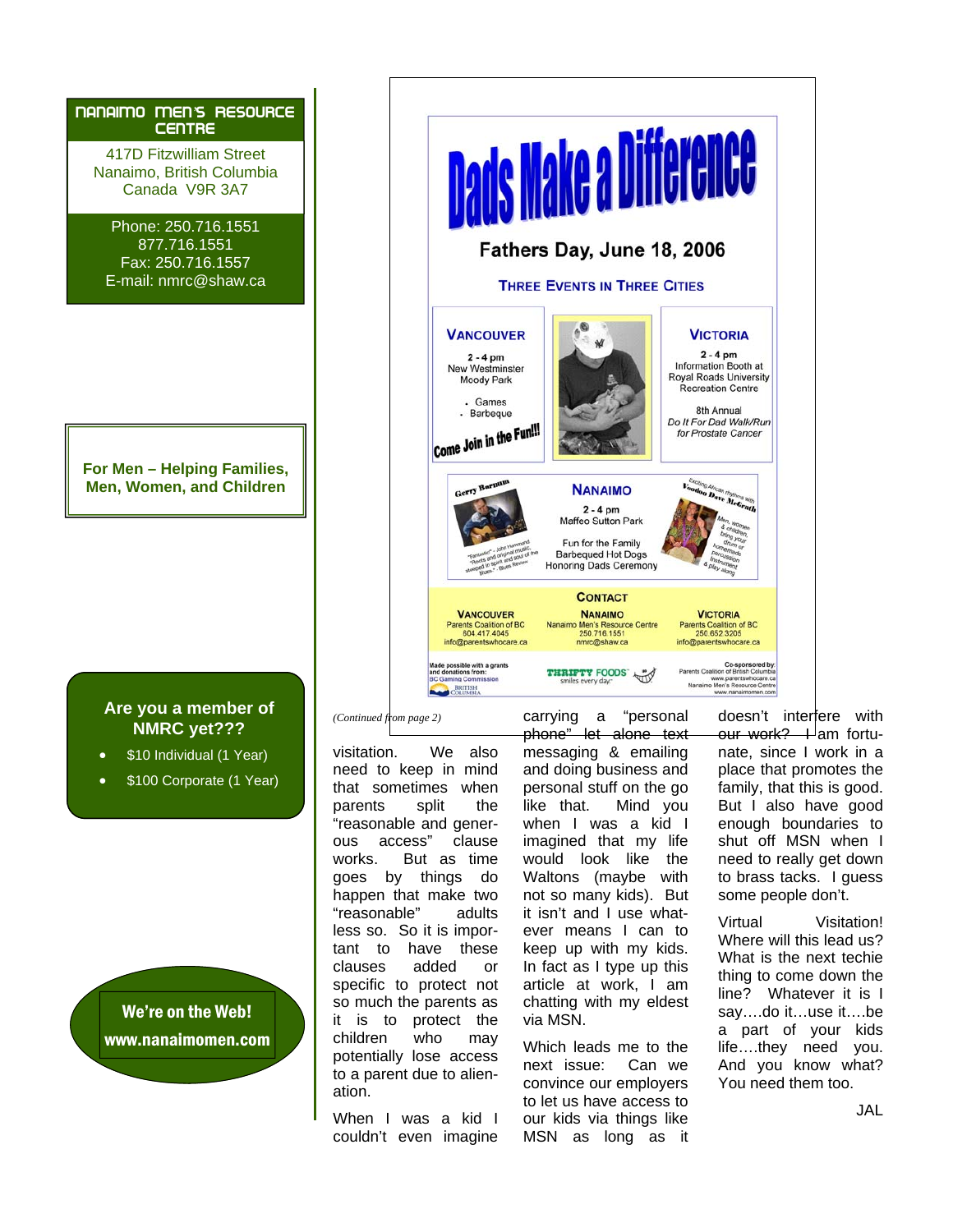## Nanaimo Men's Resource Centre

417D Fitzwilliam Street
Nanaimo, British Columbia
Canada V9R 3A7

Phone: 250.716.1551
877.716.1551
Fax: 250.716.1557
E-mail: nmrc@shaw.ca

**For Men – Helping Families, Men, Women, and Children**

**Are you a member of NMRC yet???**

- $10 Individual (1 Year)
- $100 Corporate (1 Year)

**We're on the Web!**
**www.nanaimomen.com**

# Dads Make a Difference

## Fathers Day, June 18, 2006

### Three Events in Three Cities

**Vancouver**
2 - 4 pm
New Westminster
Moody Park

- Games
- Barbeque

Come Join in the Fun!!

**Victoria**
2 - 4 pm
Information Booth at
Royal Roads University
Recreation Centre

8th Annual
*Do It For Dad Walk/Run for Prostate Cancer*

**Nanaimo**
2 - 4 pm
Maffeo Sutton Park

Fun for the Family
Barbequed Hot Dogs
Honoring Dads Ceremony

Gerry Barnum
"Fantastic!" - John Hammond
"Roots and original music, steeped in spirit and soul of the blues." - Blues Review

Exciting African rhythms with Voodoo Dave McGrath
Men, women & children, bring your drum or homemade percussion instrument & play along

**Contact**

**Vancouver**
Parents Coalition of BC
604.417.4045
info@parentswhocare.ca

**Nanaimo**
Nanaimo Men's Resource Centre
250.716.1551
nmrc@shaw.ca

**Victoria**
Parents Coalition of BC
250.652.3205
info@parentswhocare.ca

Made possible with a grants and donations from:
BC Gaming Commission
British Columbia

Thrifty Foods — smiles every day

Co-sponsored by:
Parents Coalition of British Columbia
www.parentswhocare.ca
Nanaimo Men's Resource Centre
www.nanaimomen.com

*(Continued from page 2)*

visitation. We also need to keep in mind that sometimes when parents split the "reasonable and generous access" clause works. But as time goes by things do happen that make two "reasonable" adults less so. So it is important to have these clauses added or specific to protect not so much the parents as it is to protect the children who may potentially lose access to a parent due to alienation.

When I was a kid I couldn't even imagine carrying a "personal phone" let alone text messaging & emailing and doing business and personal stuff on the go like that. Mind you when I was a kid I imagined that my life would look like the Waltons (maybe with not so many kids). But it isn't and I use whatever means I can to keep up with my kids. In fact as I type up this article at work, I am chatting with my eldest via MSN.

Which leads me to the next issue: Can we convince our employers to let us have access to our kids via things like MSN as long as it doesn't interfere with our work? I am fortunate, since I work in a place that promotes the family, that this is good. But I also have good enough boundaries to shut off MSN when I need to really get down to brass tacks. I guess some people don't.

Virtual Visitation! Where will this lead us? What is the next techie thing to come down the line? Whatever it is I say….do it…use it….be a part of your kids life….they need you. And you know what? You need them too.

JAL